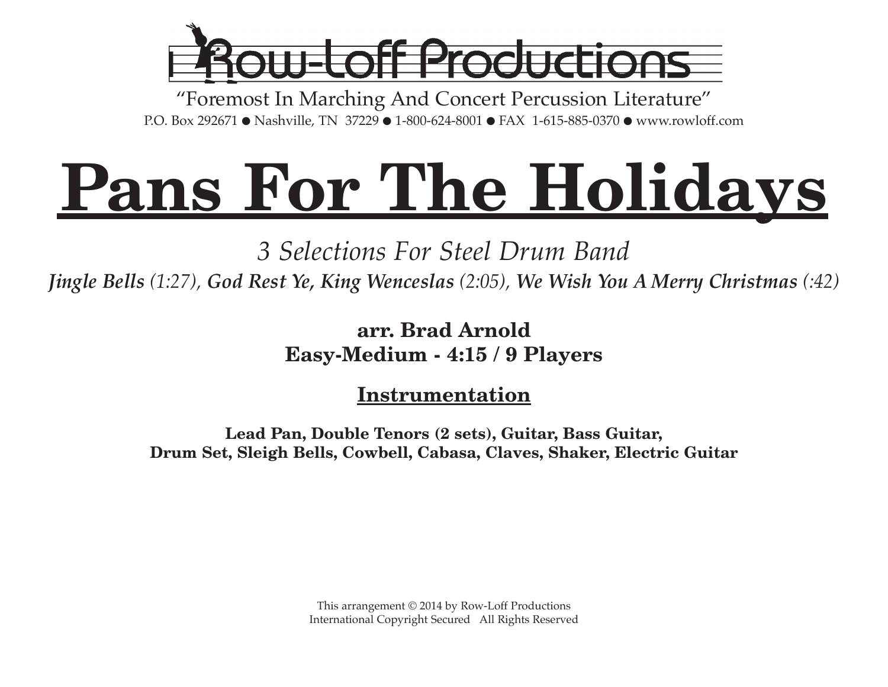Row-Loff Productions

"Foremost In Marching And Concert Percussion Literature"

P.O. Box 292671 ● Nashville, TN 37229 ● 1-800-624-8001 ● FAX 1-615-885-0370 ● www.rowloff.com

# Pans For The Holidays

*3 Selections For Steel Drum Band*

***Jingle Bells** (1:27), **God Rest Ye, King Wenceslas** (2:05), **We Wish You A Merry Christmas** (:42)*

**arr. Brad Arnold**

**Easy-Medium - 4:15 / 9 Players**

## Instrumentation

**Lead Pan, Double Tenors (2 sets), Guitar, Bass Guitar,**
**Drum Set, Sleigh Bells, Cowbell, Cabasa, Claves, Shaker, Electric Guitar**

This arrangement © 2014 by Row-Loff Productions
International Copyright Secured All Rights Reserved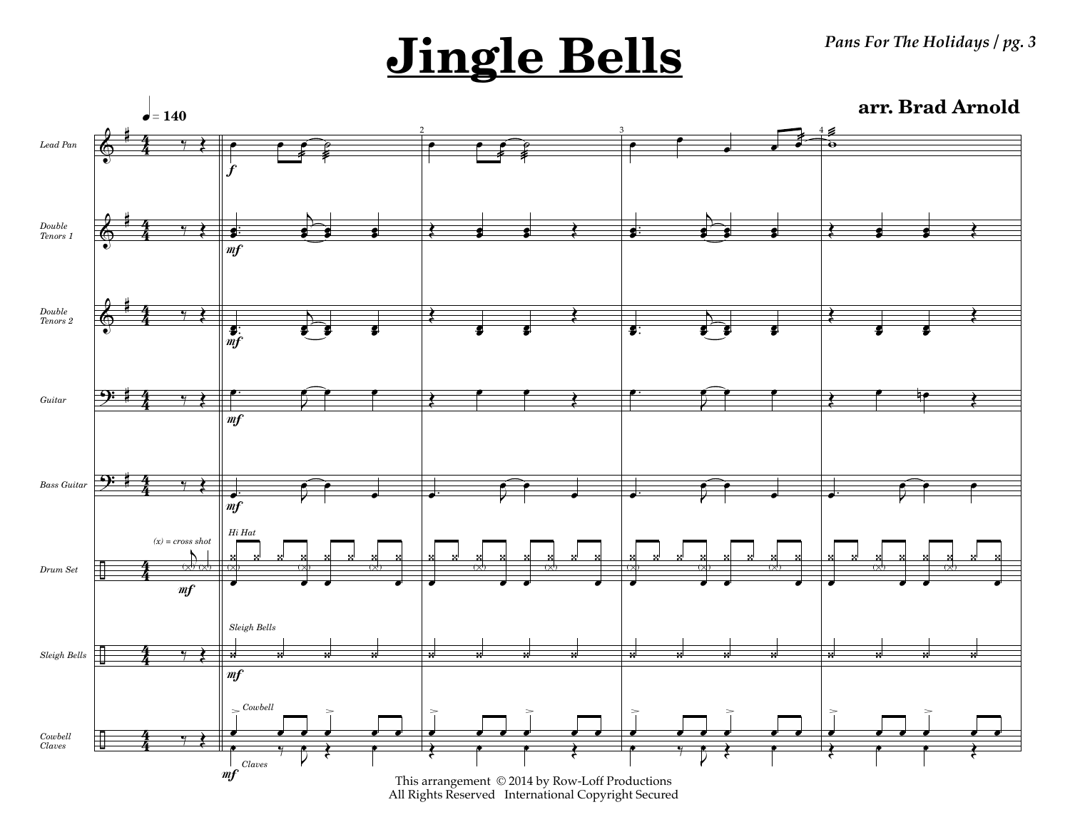# Jingle Bells

arr. Brad Arnold

♩ = 140

Lead Pan

Double Tenors 1

Double Tenors 2

Guitar

Bass Guitar

Drum Set

Sleigh Bells

Cowbell
Claves

(x) = cross shot

Hi Hat

Sleigh Bells

Cowbell

Claves

This arrangement © 2014 by Row-Loff Productions
All Rights Reserved International Copyright Secured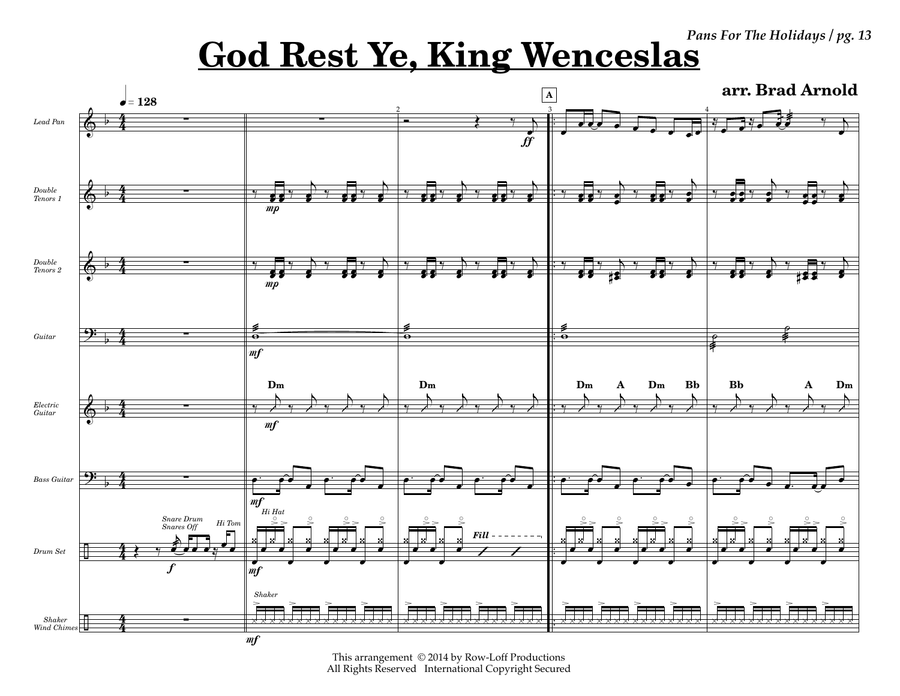# God Rest Ye, King Wenceslas

**arr. Brad Arnold**

This arrangement © 2014 by Row-Loff Productions
All Rights Reserved International Copyright Secured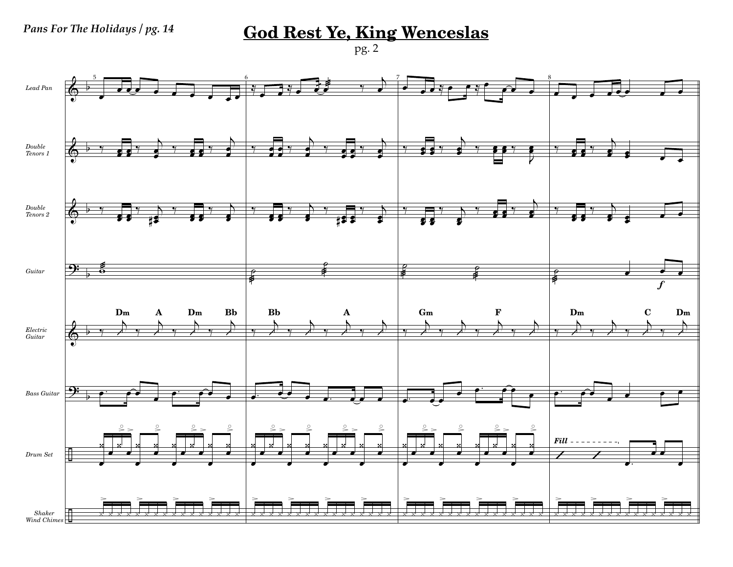# God Rest Ye, King Wenceslas

pg. 2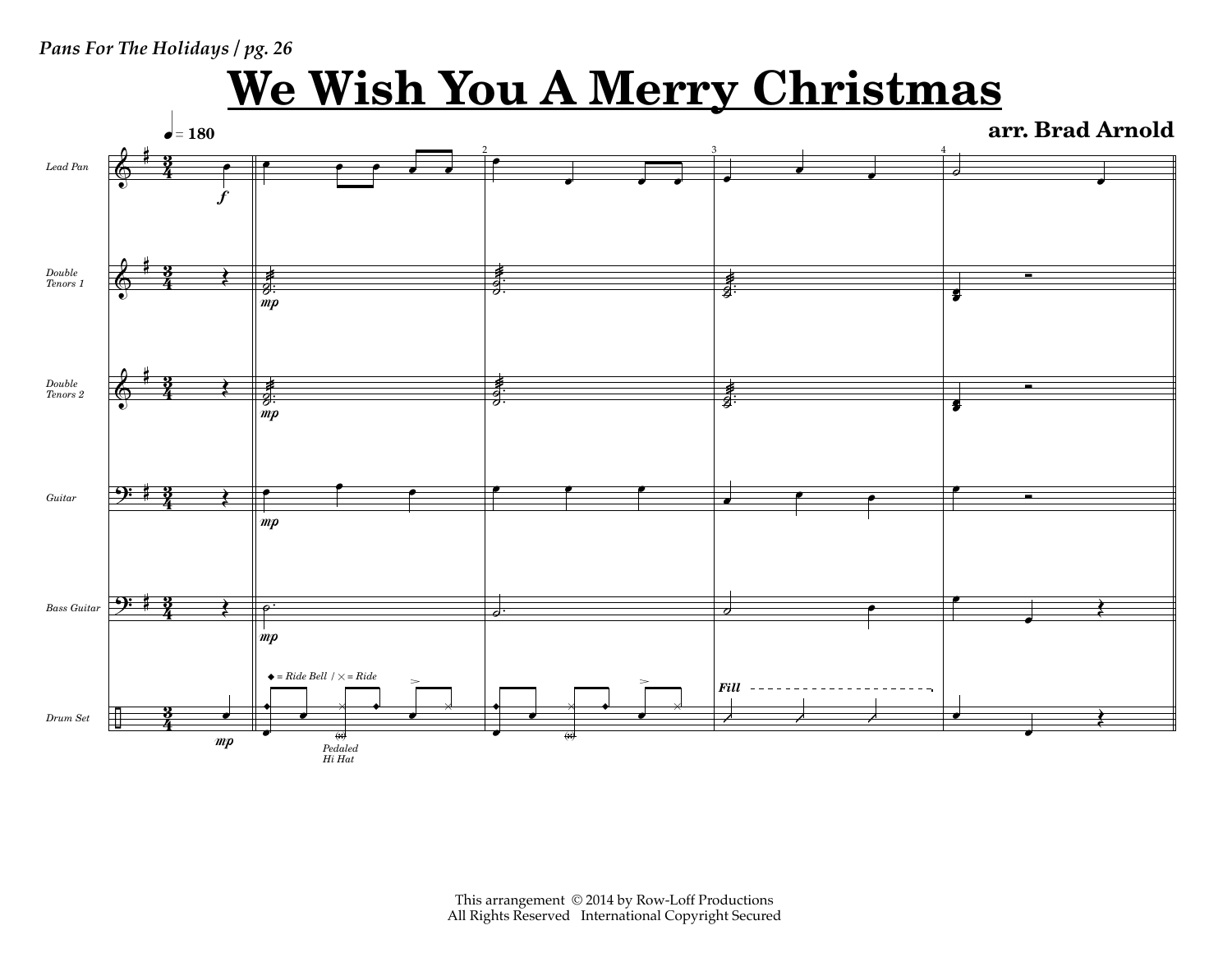# We Wish You A Merry Christmas

**arr. Brad Arnold**

This arrangement © 2014 by Row-Loff Productions
All Rights Reserved International Copyright Secured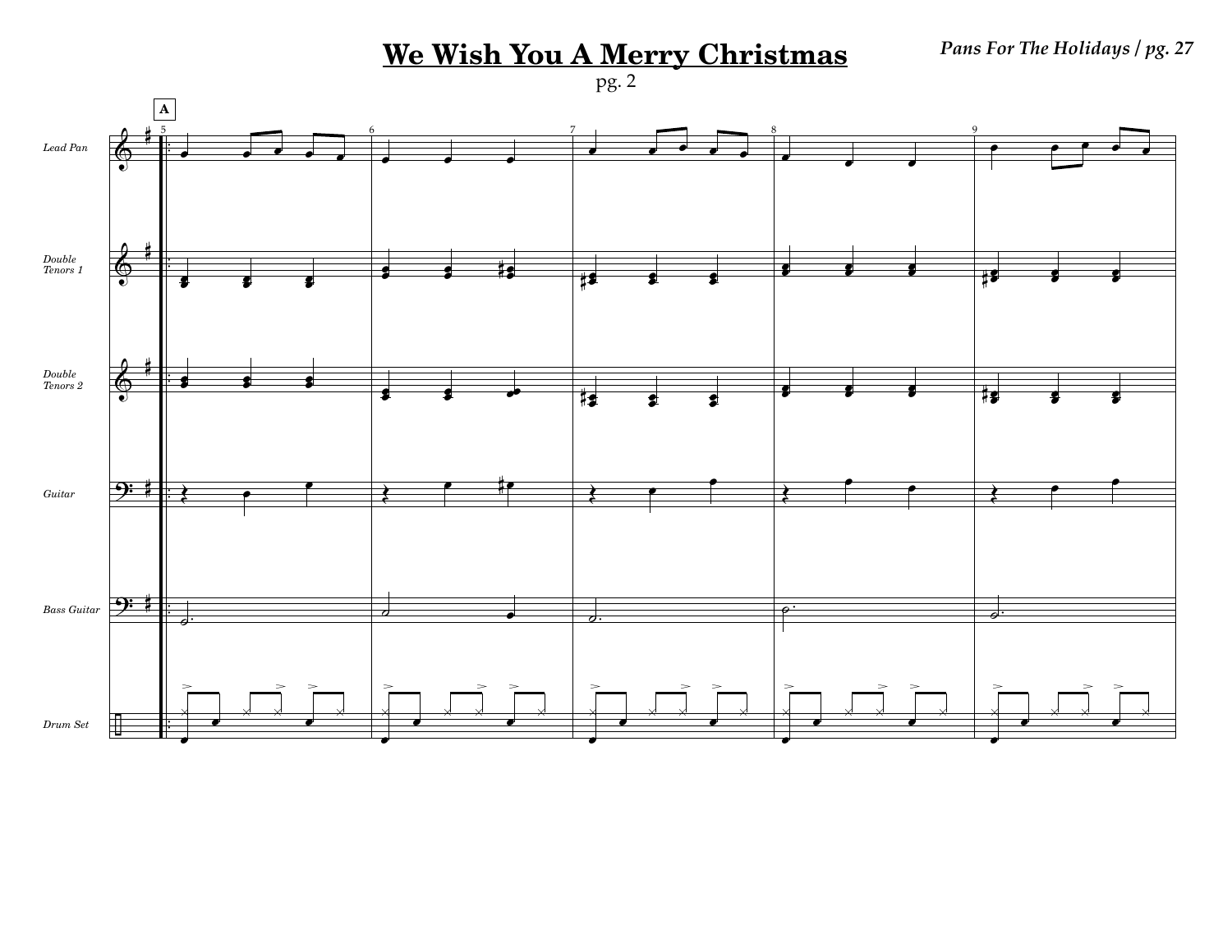# We Wish You A Merry Christmas

pg. 2

*Pans For The Holidays / pg. 27*

A

Lead Pan

Double Tenors 1

Double Tenors 2

Guitar

Bass Guitar

Drum Set